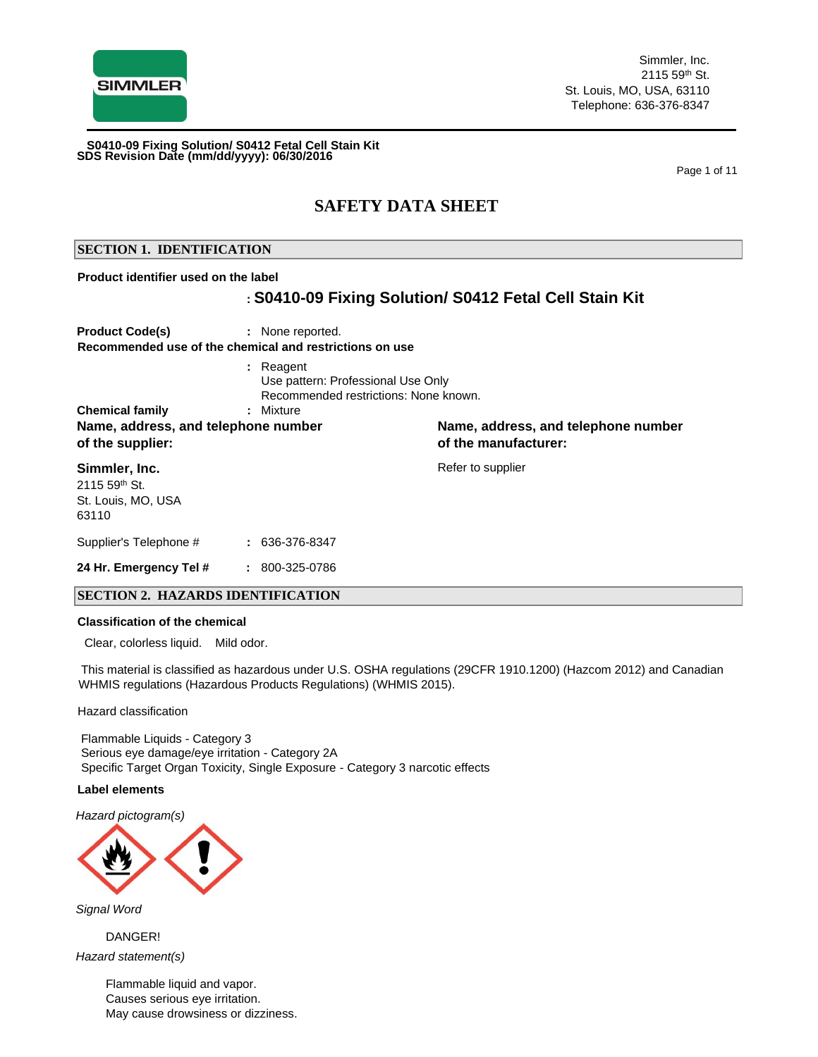Simmler, Inc.
2115 59th St.
St. Louis, MO, USA, 63110
Telephone: 636-376-8347

**S0410-09 Fixing Solution/ S0412 Fetal Cell Stain Kit**
**SDS Revision Date (mm/dd/yyyy): 06/30/2016**

# SAFETY DATA SHEET

## SECTION 1. IDENTIFICATION

**Product identifier used on the label**

: **S0410-09 Fixing Solution/ S0412 Fetal Cell Stain Kit**

**Product Code(s)** : None reported.

**Recommended use of the chemical and restrictions on use**

: Reagent
Use pattern: Professional Use Only
Recommended restrictions: None known.

**Chemical family** : Mixture

**Name, address, and telephone number of the supplier:**

**Simmler, Inc.**
2115 59th St.
St. Louis, MO, USA
63110

**Name, address, and telephone number of the manufacturer:**

Refer to supplier

Supplier's Telephone # : 636-376-8347

**24 Hr. Emergency Tel #** : 800-325-0786

## SECTION 2. HAZARDS IDENTIFICATION

**Classification of the chemical**

Clear, colorless liquid. Mild odor.

This material is classified as hazardous under U.S. OSHA regulations (29CFR 1910.1200) (Hazcom 2012) and Canadian WHMIS regulations (Hazardous Products Regulations) (WHMIS 2015).

Hazard classification

Flammable Liquids - Category 3
Serious eye damage/eye irritation - Category 2A
Specific Target Organ Toxicity, Single Exposure - Category 3 narcotic effects

**Label elements**

*Hazard pictogram(s)*

*Signal Word*

DANGER!

*Hazard statement(s)*

Flammable liquid and vapor.
Causes serious eye irritation.
May cause drowsiness or dizziness.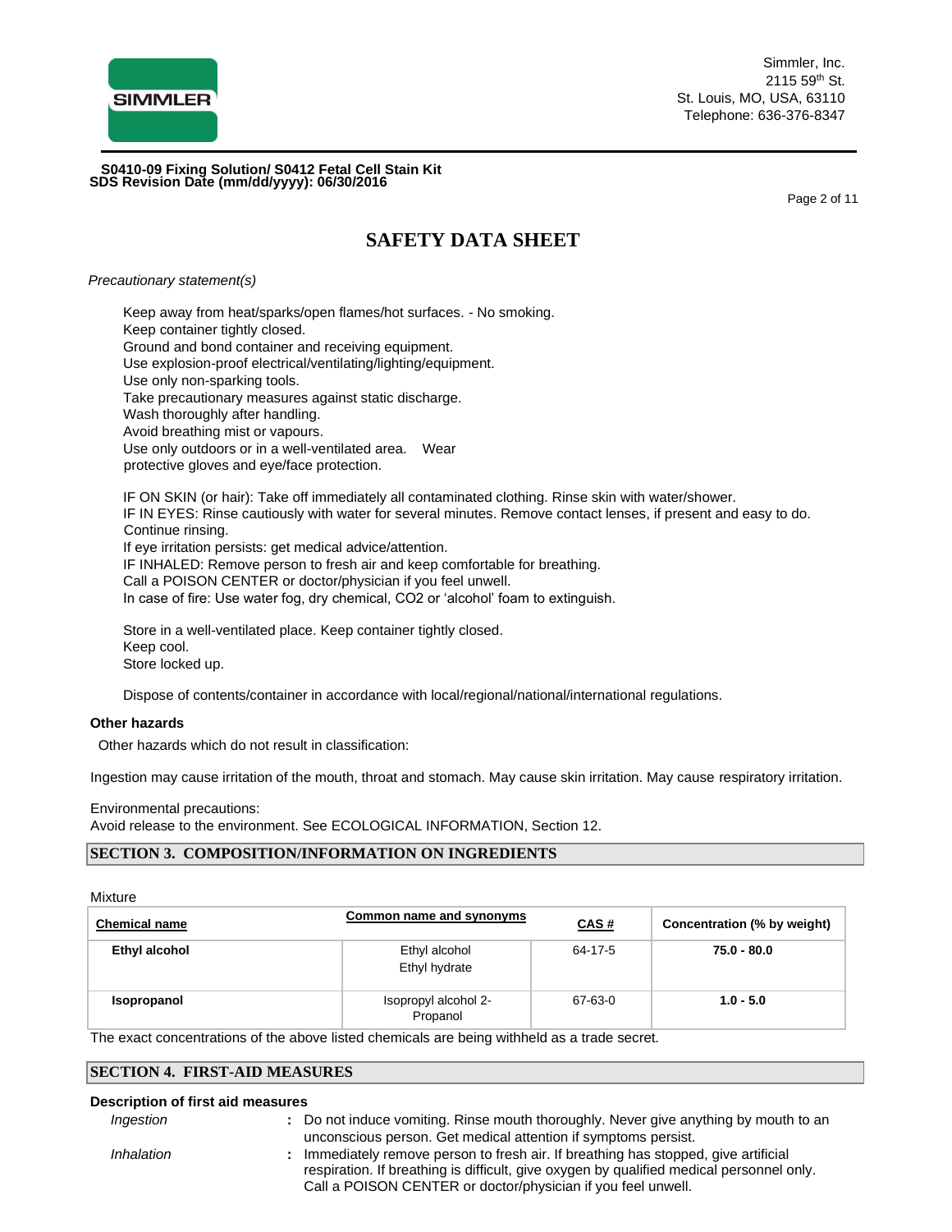# SAFETY DATA SHEET

*Precautionary statement(s)*

Keep away from heat/sparks/open flames/hot surfaces. - No smoking.
Keep container tightly closed.
Ground and bond container and receiving equipment.
Use explosion-proof electrical/ventilating/lighting/equipment.
Use only non-sparking tools.
Take precautionary measures against static discharge.
Wash thoroughly after handling.
Avoid breathing mist or vapours.
Use only outdoors or in a well-ventilated area. Wear protective gloves and eye/face protection.

IF ON SKIN (or hair): Take off immediately all contaminated clothing. Rinse skin with water/shower.
IF IN EYES: Rinse cautiously with water for several minutes. Remove contact lenses, if present and easy to do. Continue rinsing.
If eye irritation persists: get medical advice/attention.
IF INHALED: Remove person to fresh air and keep comfortable for breathing.
Call a POISON CENTER or doctor/physician if you feel unwell.
In case of fire: Use water fog, dry chemical, CO2 or 'alcohol' foam to extinguish.

Store in a well-ventilated place. Keep container tightly closed.
Keep cool.
Store locked up.

Dispose of contents/container in accordance with local/regional/national/international regulations.

**Other hazards**

Other hazards which do not result in classification:

Ingestion may cause irritation of the mouth, throat and stomach. May cause skin irritation. May cause respiratory irritation.

Environmental precautions:
Avoid release to the environment. See ECOLOGICAL INFORMATION, Section 12.

## SECTION 3. COMPOSITION/INFORMATION ON INGREDIENTS

Mixture

| Chemical name | Common name and synonyms | CAS # | Concentration (% by weight) |
|---|---|---|---|
| **Ethyl alcohol** | Ethyl alcohol<br>Ethyl hydrate | 64-17-5 | **75.0 - 80.0** |
| **Isopropanol** | Isopropyl alcohol 2-Propanol | 67-63-0 | **1.0 - 5.0** |

The exact concentrations of the above listed chemicals are being withheld as a trade secret.

## SECTION 4. FIRST-AID MEASURES

**Description of first aid measures**

*Ingestion* : Do not induce vomiting. Rinse mouth thoroughly. Never give anything by mouth to an unconscious person. Get medical attention if symptoms persist.

*Inhalation* : Immediately remove person to fresh air. If breathing has stopped, give artificial respiration. If breathing is difficult, give oxygen by qualified medical personnel only. Call a POISON CENTER or doctor/physician if you feel unwell.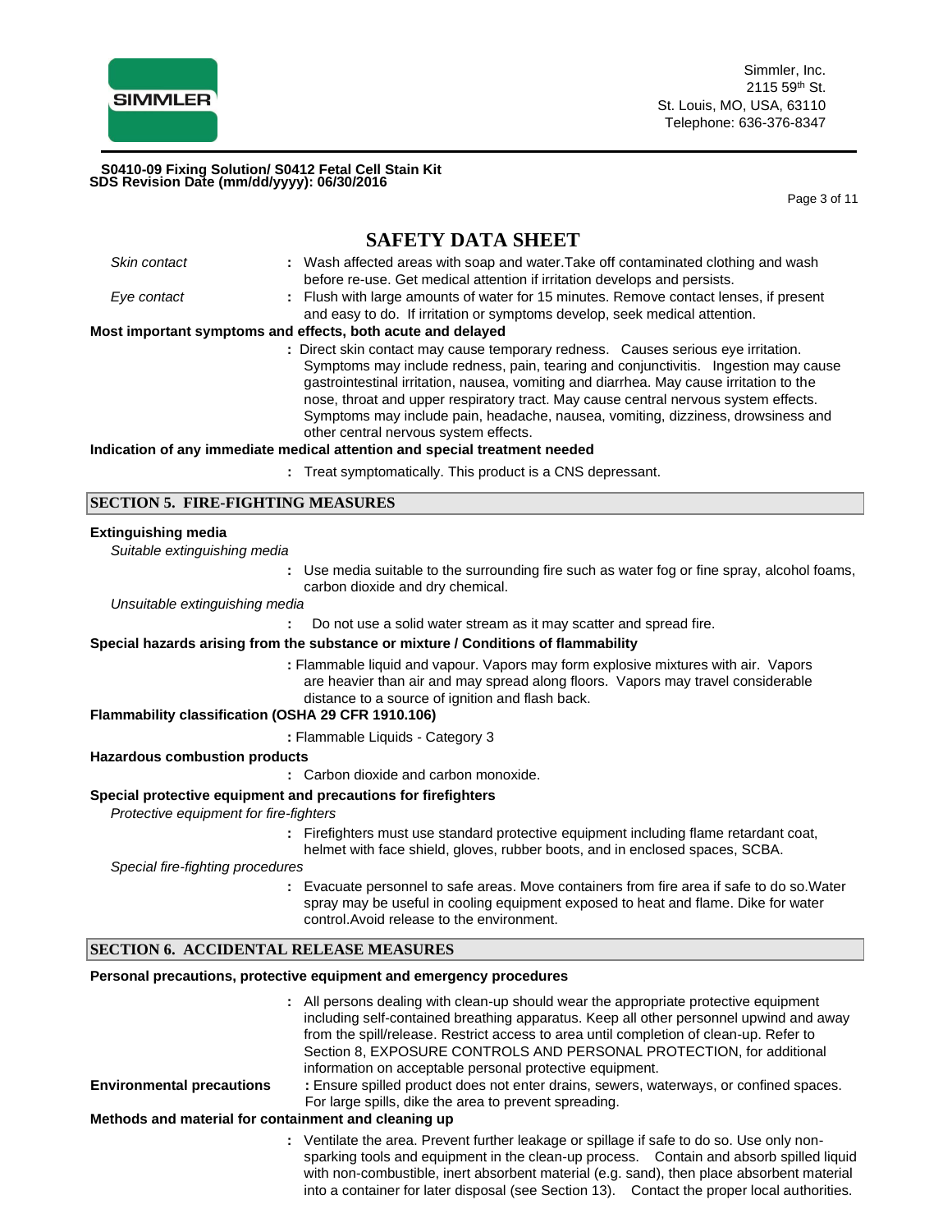## SAFETY DATA SHEET

*Skin contact* : Wash affected areas with soap and water.Take off contaminated clothing and wash before re-use. Get medical attention if irritation develops and persists.

*Eye contact* : Flush with large amounts of water for 15 minutes. Remove contact lenses, if present and easy to do. If irritation or symptoms develop, seek medical attention.

**Most important symptoms and effects, both acute and delayed**

: Direct skin contact may cause temporary redness. Causes serious eye irritation. Symptoms may include redness, pain, tearing and conjunctivitis. Ingestion may cause gastrointestinal irritation, nausea, vomiting and diarrhea. May cause irritation to the nose, throat and upper respiratory tract. May cause central nervous system effects. Symptoms may include pain, headache, nausea, vomiting, dizziness, drowsiness and other central nervous system effects.

**Indication of any immediate medical attention and special treatment needed**

: Treat symptomatically. This product is a CNS depressant.

## SECTION 5. FIRE-FIGHTING MEASURES

**Extinguishing media**

*Suitable extinguishing media*

: Use media suitable to the surrounding fire such as water fog or fine spray, alcohol foams, carbon dioxide and dry chemical.

*Unsuitable extinguishing media*

: Do not use a solid water stream as it may scatter and spread fire.

**Special hazards arising from the substance or mixture / Conditions of flammability**

: Flammable liquid and vapour. Vapors may form explosive mixtures with air. Vapors are heavier than air and may spread along floors. Vapors may travel considerable distance to a source of ignition and flash back.

**Flammability classification (OSHA 29 CFR 1910.106)**

: Flammable Liquids - Category 3

**Hazardous combustion products**

: Carbon dioxide and carbon monoxide.

**Special protective equipment and precautions for firefighters**

*Protective equipment for fire-fighters*

: Firefighters must use standard protective equipment including flame retardant coat, helmet with face shield, gloves, rubber boots, and in enclosed spaces, SCBA.

*Special fire-fighting procedures*

: Evacuate personnel to safe areas. Move containers from fire area if safe to do so.Water spray may be useful in cooling equipment exposed to heat and flame. Dike for water control.Avoid release to the environment.

## SECTION 6. ACCIDENTAL RELEASE MEASURES

**Personal precautions, protective equipment and emergency procedures**

: All persons dealing with clean-up should wear the appropriate protective equipment including self-contained breathing apparatus. Keep all other personnel upwind and away from the spill/release. Restrict access to area until completion of clean-up. Refer to Section 8, EXPOSURE CONTROLS AND PERSONAL PROTECTION, for additional information on acceptable personal protective equipment.

**Environmental precautions** : Ensure spilled product does not enter drains, sewers, waterways, or confined spaces. For large spills, dike the area to prevent spreading.

**Methods and material for containment and cleaning up**

: Ventilate the area. Prevent further leakage or spillage if safe to do so. Use only non-sparking tools and equipment in the clean-up process. Contain and absorb spilled liquid with non-combustible, inert absorbent material (e.g. sand), then place absorbent material into a container for later disposal (see Section 13). Contact the proper local authorities.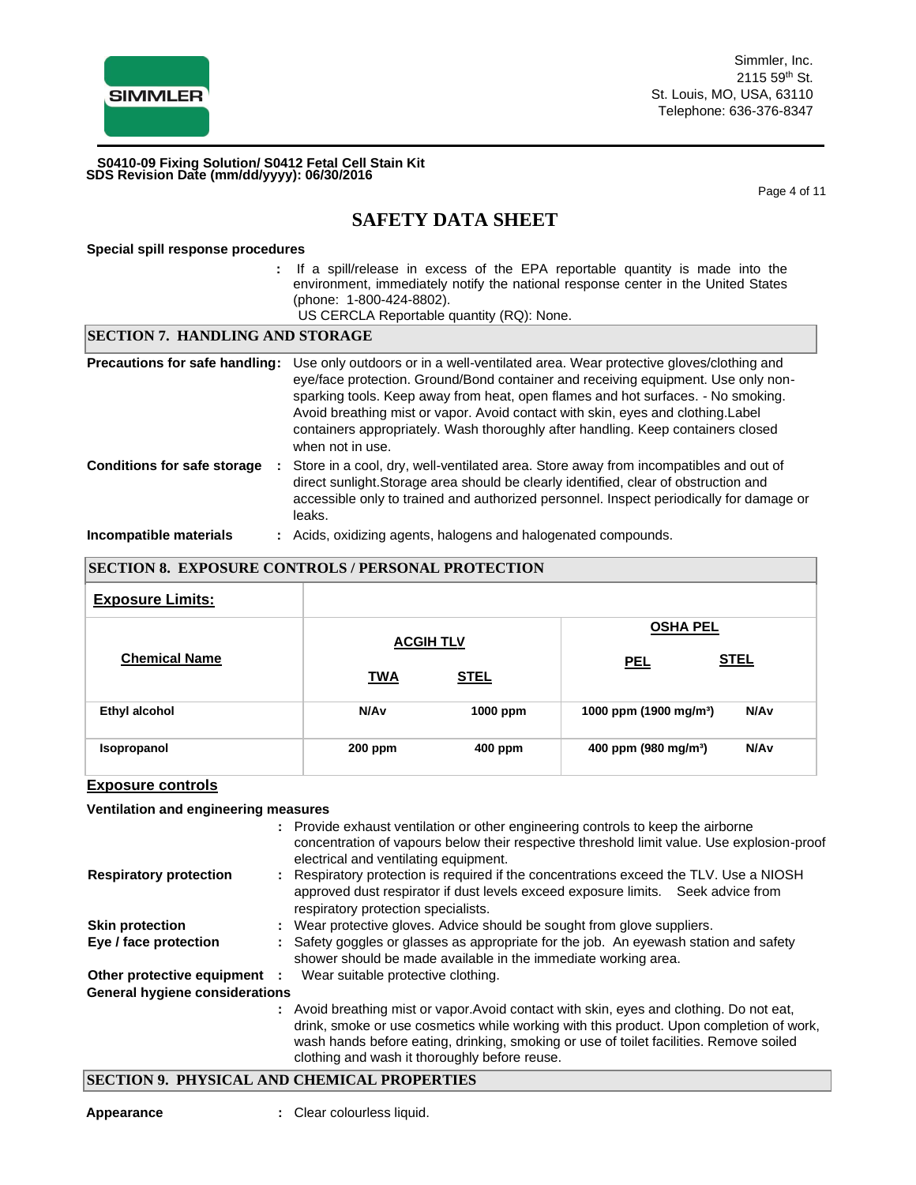# SAFETY DATA SHEET

**Special spill response procedures**

: If a spill/release in excess of the EPA reportable quantity is made into the environment, immediately notify the national response center in the United States (phone: 1-800-424-8802).
US CERCLA Reportable quantity (RQ): None.

## SECTION 7. HANDLING AND STORAGE

**Precautions for safe handling:** Use only outdoors or in a well-ventilated area. Wear protective gloves/clothing and eye/face protection. Ground/Bond container and receiving equipment. Use only non-sparking tools. Keep away from heat, open flames and hot surfaces. - No smoking. Avoid breathing mist or vapor. Avoid contact with skin, eyes and clothing.Label containers appropriately. Wash thoroughly after handling. Keep containers closed when not in use.

**Conditions for safe storage** : Store in a cool, dry, well-ventilated area. Store away from incompatibles and out of direct sunlight.Storage area should be clearly identified, clear of obstruction and accessible only to trained and authorized personnel. Inspect periodically for damage or leaks.

**Incompatible materials** : Acids, oxidizing agents, halogens and halogenated compounds.

## SECTION 8. EXPOSURE CONTROLS / PERSONAL PROTECTION

**Exposure Limits:**

| Chemical Name | ACGIH TLV | | OSHA PEL | |
|---|---|---|---|---|
| | TWA | STEL | PEL | STEL |
| **Ethyl alcohol** | N/Av | 1000 ppm | 1000 ppm (1900 mg/m³) | N/Av |
| **Isopropanol** | 200 ppm | 400 ppm | 400 ppm (980 mg/m³) | N/Av |

**Exposure controls**

**Ventilation and engineering measures**

: Provide exhaust ventilation or other engineering controls to keep the airborne concentration of vapours below their respective threshold limit value. Use explosion-proof electrical and ventilating equipment.

**Respiratory protection** : Respiratory protection is required if the concentrations exceed the TLV. Use a NIOSH approved dust respirator if dust levels exceed exposure limits. Seek advice from respiratory protection specialists.

**Skin protection** : Wear protective gloves. Advice should be sought from glove suppliers.

**Eye / face protection** : Safety goggles or glasses as appropriate for the job. An eyewash station and safety shower should be made available in the immediate working area.

**Other protective equipment** : Wear suitable protective clothing.

**General hygiene considerations**

: Avoid breathing mist or vapor.Avoid contact with skin, eyes and clothing. Do not eat, drink, smoke or use cosmetics while working with this product. Upon completion of work, wash hands before eating, drinking, smoking or use of toilet facilities. Remove soiled clothing and wash it thoroughly before reuse.

## SECTION 9. PHYSICAL AND CHEMICAL PROPERTIES

**Appearance** : Clear colourless liquid.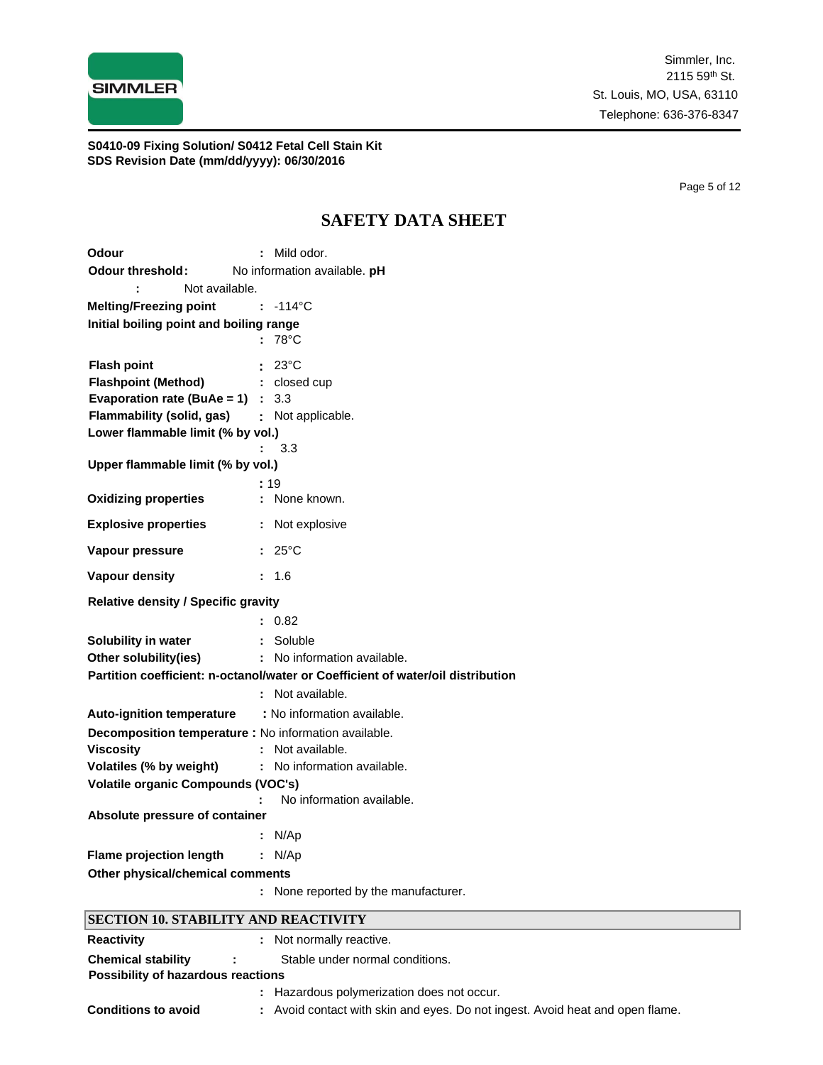**S0410-09 Fixing Solution/ S0412 Fetal Cell Stain Kit**
**SDS Revision Date (mm/dd/yyyy): 06/30/2016**

## SAFETY DATA SHEET

**Odour** : Mild odor.
**Odour threshold**: No information available.
**pH** : Not available.
**Melting/Freezing point** : -114°C
**Initial boiling point and boiling range** : 78°C
**Flash point** : 23°C
**Flashpoint (Method)** : closed cup
**Evaporation rate (BuAe = 1)** : 3.3
**Flammability (solid, gas)** : Not applicable.
**Lower flammable limit (% by vol.)** : 3.3
**Upper flammable limit (% by vol.)** : 19
**Oxidizing properties** : None known.
**Explosive properties** : Not explosive
**Vapour pressure** : 25°C
**Vapour density** : 1.6
**Relative density / Specific gravity** : 0.82
**Solubility in water** : Soluble
**Other solubility(ies)** : No information available.
**Partition coefficient: n-octanol/water or Coefficient of water/oil distribution** : Not available.
**Auto-ignition temperature** : No information available.
**Decomposition temperature** : No information available.
**Viscosity** : Not available.
**Volatiles (% by weight)** : No information available.
**Volatile organic Compounds (VOC's)** : No information available.
**Absolute pressure of container** : N/Ap
**Flame projection length** : N/Ap
**Other physical/chemical comments** : None reported by the manufacturer.

## SECTION 10. STABILITY AND REACTIVITY

**Reactivity** : Not normally reactive.
**Chemical stability** : Stable under normal conditions.
**Possibility of hazardous reactions** : Hazardous polymerization does not occur.
**Conditions to avoid** : Avoid contact with skin and eyes. Do not ingest. Avoid heat and open flame.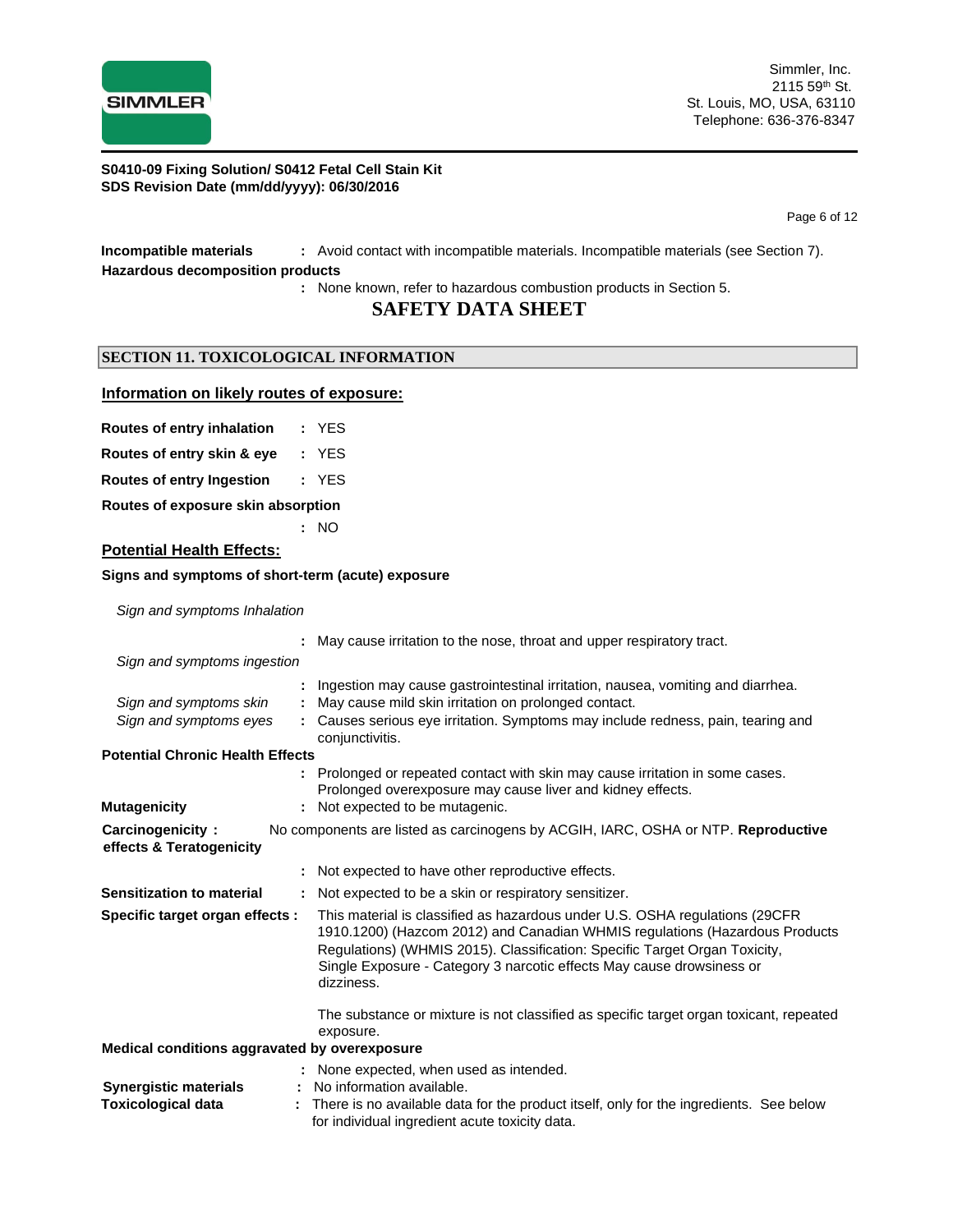**Incompatible materials** : Avoid contact with incompatible materials. Incompatible materials (see Section 7).

**Hazardous decomposition products**

: None known, refer to hazardous combustion products in Section 5.

# SAFETY DATA SHEET

## SECTION 11. TOXICOLOGICAL INFORMATION

### Information on likely routes of exposure:

**Routes of entry inhalation** : YES

**Routes of entry skin & eye** : YES

**Routes of entry Ingestion** : YES

**Routes of exposure skin absorption**

: NO

### Potential Health Effects:

**Signs and symptoms of short-term (acute) exposure**

*Sign and symptoms Inhalation*

: May cause irritation to the nose, throat and upper respiratory tract.

*Sign and symptoms ingestion*

: Ingestion may cause gastrointestinal irritation, nausea, vomiting and diarrhea.

*Sign and symptoms skin* : May cause mild skin irritation on prolonged contact.

*Sign and symptoms eyes* : Causes serious eye irritation. Symptoms may include redness, pain, tearing and conjunctivitis.

**Potential Chronic Health Effects**

: Prolonged or repeated contact with skin may cause irritation in some cases. Prolonged overexposure may cause liver and kidney effects.

**Mutagenicity** : Not expected to be mutagenic.

**Carcinogenicity :** No components are listed as carcinogens by ACGIH, IARC, OSHA or NTP.

**Reproductive effects & Teratogenicity**

: Not expected to have other reproductive effects.

**Sensitization to material** : Not expected to be a skin or respiratory sensitizer.

**Specific target organ effects :** This material is classified as hazardous under U.S. OSHA regulations (29CFR 1910.1200) (Hazcom 2012) and Canadian WHMIS regulations (Hazardous Products Regulations) (WHMIS 2015). Classification: Specific Target Organ Toxicity, Single Exposure - Category 3 narcotic effects May cause drowsiness or dizziness.

The substance or mixture is not classified as specific target organ toxicant, repeated exposure.

**Medical conditions aggravated by overexposure**

: None expected, when used as intended.

**Synergistic materials** : No information available.

**Toxicological data** : There is no available data for the product itself, only for the ingredients. See below for individual ingredient acute toxicity data.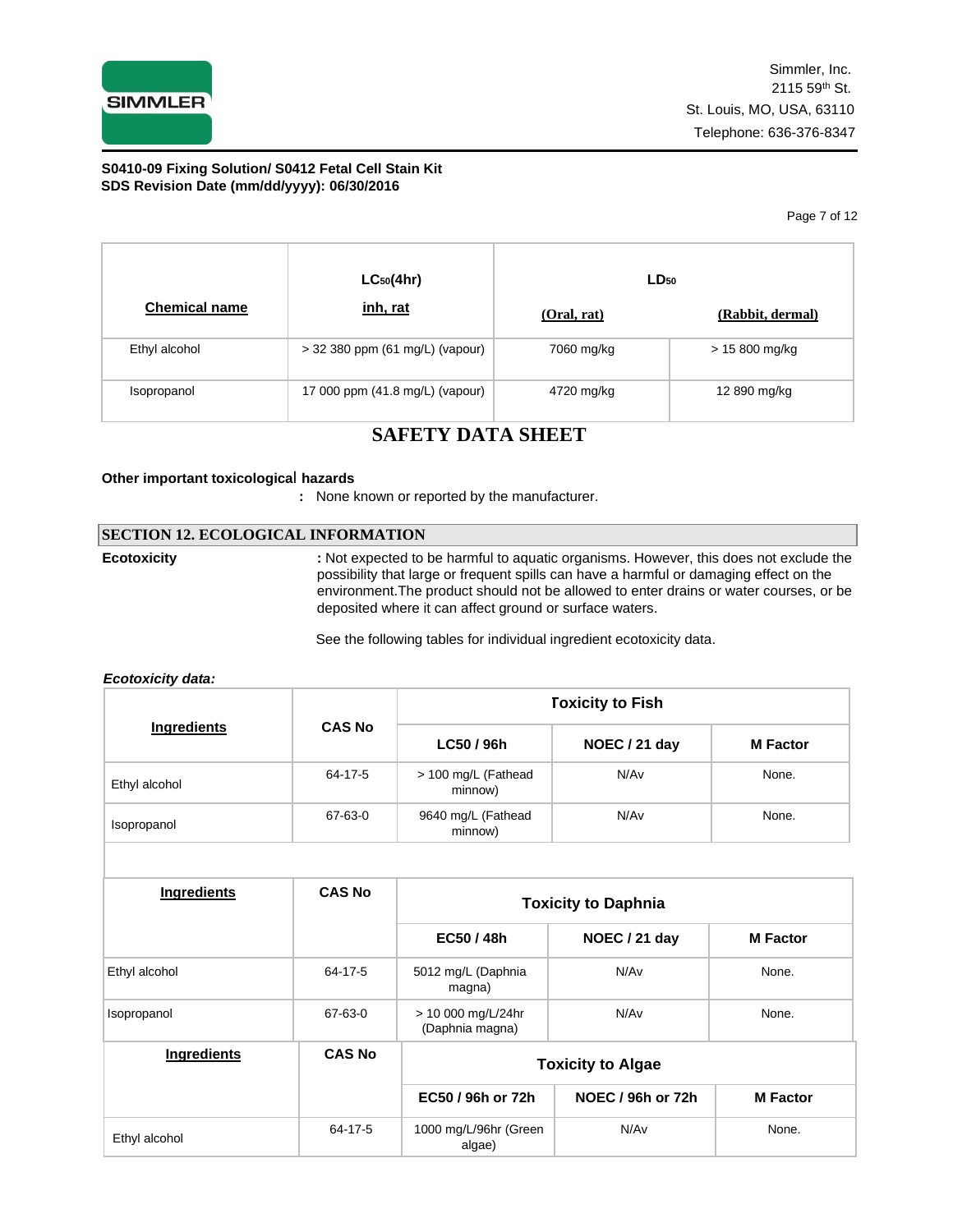| Chemical name | $LC_{50}$(4hr) inh, rat | $LD_{50}$ (Oral, rat) | $LD_{50}$ (Rabbit, dermal) |
|---|---|---|---|
| Ethyl alcohol | > 32 380 ppm (61 mg/L) (vapour) | 7060 mg/kg | > 15 800 mg/kg |
| Isopropanol | 17 000 ppm (41.8 mg/L) (vapour) | 4720 mg/kg | 12 890 mg/kg |

# SAFETY DATA SHEET

**Other important toxicological hazards**

: None known or reported by the manufacturer.

## SECTION 12. ECOLOGICAL INFORMATION

**Ecotoxicity** : Not expected to be harmful to aquatic organisms. However, this does not exclude the possibility that large or frequent spills can have a harmful or damaging effect on the environment.The product should not be allowed to enter drains or water courses, or be deposited where it can affect ground or surface waters.

See the following tables for individual ingredient ecotoxicity data.

***Ecotoxicity data:***

| Ingredients | CAS No | Toxicity to Fish | | |
|---|---|---|---|---|
| | | LC50 / 96h | NOEC / 21 day | M Factor |
| Ethyl alcohol | 64-17-5 | > 100 mg/L (Fathead minnow) | N/Av | None. |
| Isopropanol | 67-63-0 | 9640 mg/L (Fathead minnow) | N/Av | None. |

| Ingredients | CAS No | Toxicity to Daphnia | | |
|---|---|---|---|---|
| | | EC50 / 48h | NOEC / 21 day | M Factor |
| Ethyl alcohol | 64-17-5 | 5012 mg/L (Daphnia magna) | N/Av | None. |
| Isopropanol | 67-63-0 | > 10 000 mg/L/24hr (Daphnia magna) | N/Av | None. |

| Ingredients | CAS No | Toxicity to Algae | | |
|---|---|---|---|---|
| | | EC50 / 96h or 72h | NOEC / 96h or 72h | M Factor |
| Ethyl alcohol | 64-17-5 | 1000 mg/L/96hr (Green algae) | N/Av | None. |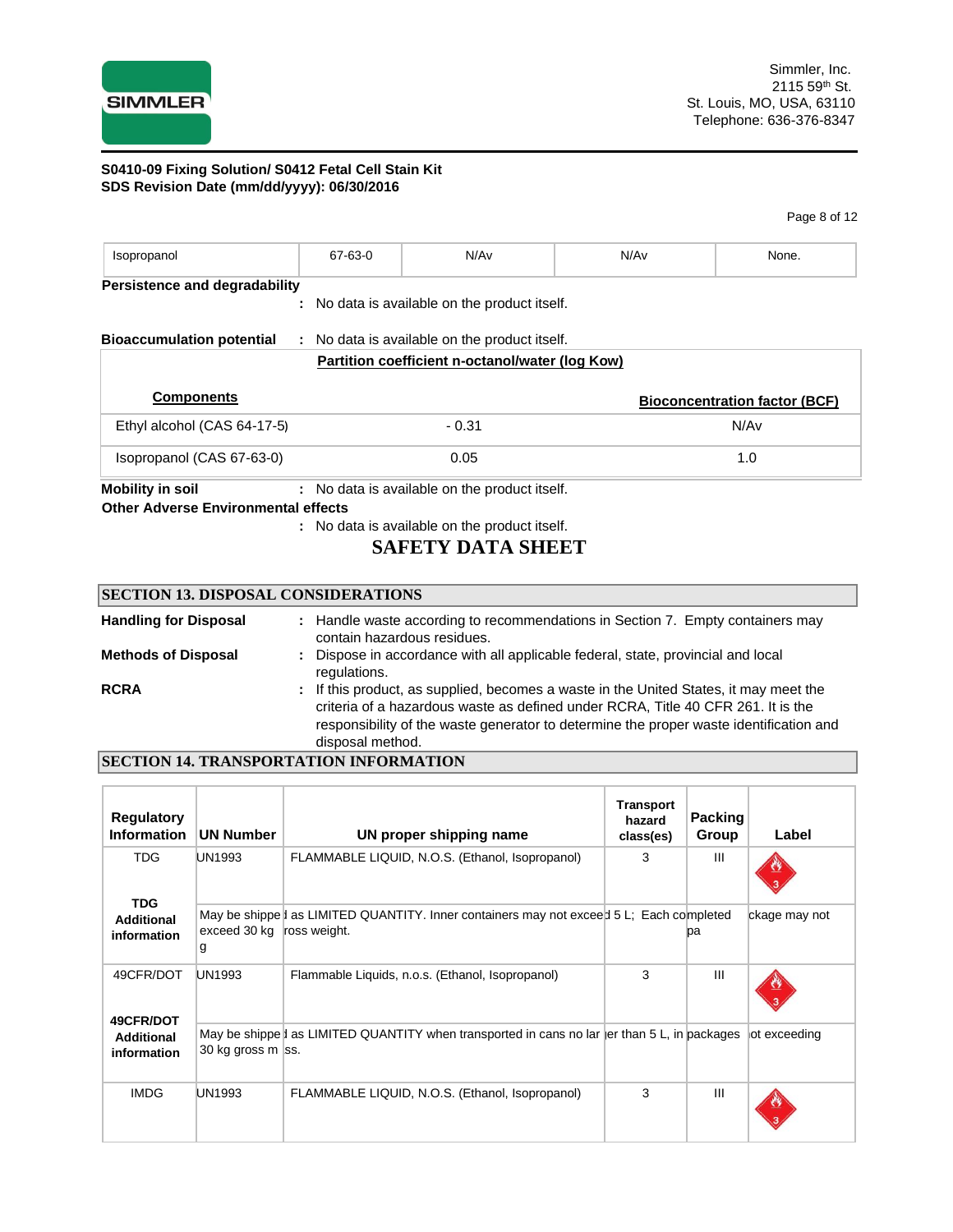| Isopropanol | 67-63-0 | N/Av | N/Av | None. |
|---|---|---|---|---|

**Persistence and degradability**

: No data is available on the product itself.

**Bioaccumulation potential** : No data is available on the product itself.

| Components | Partition coefficient n-octanol/water (log Kow) | Bioconcentration factor (BCF) |
|---|---|---|
| Ethyl alcohol (CAS 64-17-5) | - 0.31 | N/Av |
| Isopropanol (CAS 67-63-0) | 0.05 | 1.0 |

**Mobility in soil** : No data is available on the product itself.

**Other Adverse Environmental effects**

: No data is available on the product itself.

# SAFETY DATA SHEET

## SECTION 13. DISPOSAL CONSIDERATIONS

**Handling for Disposal** : Handle waste according to recommendations in Section 7. Empty containers may contain hazardous residues.

**Methods of Disposal** : Dispose in accordance with all applicable federal, state, provincial and local regulations.

**RCRA** : If this product, as supplied, becomes a waste in the United States, it may meet the criteria of a hazardous waste as defined under RCRA, Title 40 CFR 261. It is the responsibility of the waste generator to determine the proper waste identification and disposal method.

## SECTION 14. TRANSPORTATION INFORMATION

| Regulatory Information | UN Number | UN proper shipping name | Transport hazard class(es) | Packing Group | Label |
|---|---|---|---|---|---|
| TDG | UN1993 | FLAMMABLE LIQUID, N.O.S. (Ethanol, Isopropanol) | 3 | III | |
| **TDG Additional information** | May be shipped as LIMITED QUANTITY. Inner containers may not exceed 5 L; Each completed package may not exceed 30 kg gross weight. | | | | |
| 49CFR/DOT | UN1993 | Flammable Liquids, n.o.s. (Ethanol, Isopropanol) | 3 | III | |
| **49CFR/DOT Additional information** | May be shipped as LIMITED QUANTITY when transported in cans no larger than 5 L, in packages not exceeding 30 kg gross mass. | | | | |
| IMDG | UN1993 | FLAMMABLE LIQUID, N.O.S. (Ethanol, Isopropanol) | 3 | III | |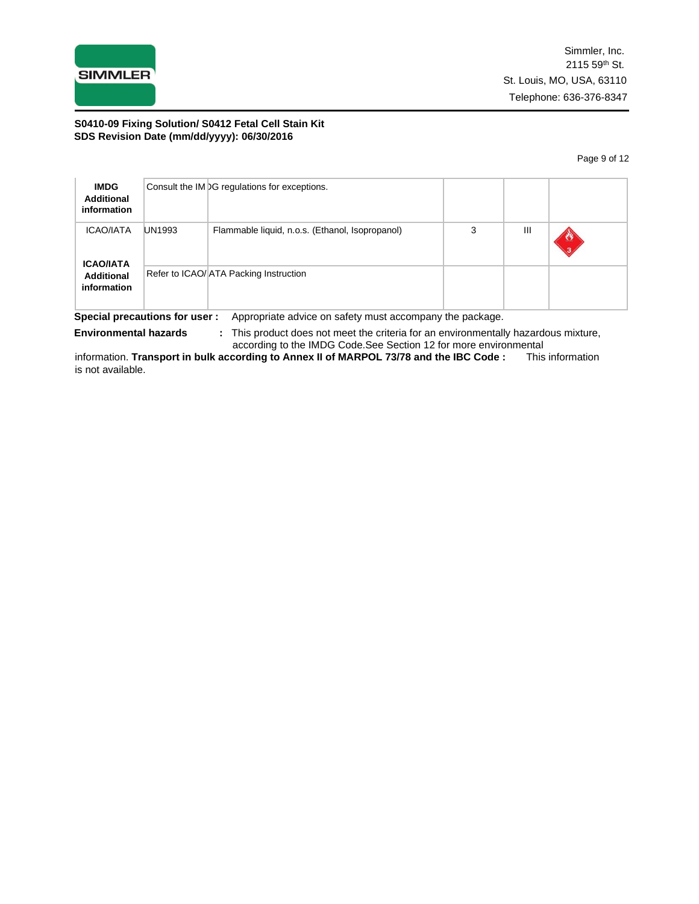| | | | | | |
|---|---|---|---|---|---|
| **IMDG Additional information** | Consult the IMDG regulations for exceptions. | | | | |
| ICAO/IATA | UN1993 | Flammable liquid, n.o.s. (Ethanol, Isopropanol) | 3 | III | |
| **ICAO/IATA Additional information** | Refer to ICAO/IATA Packing Instruction | | | | |

**Special precautions for user :** Appropriate advice on safety must accompany the package.

**Environmental hazards :** This product does not meet the criteria for an environmentally hazardous mixture, according to the IMDG Code.See Section 12 for more environmental information. **Transport in bulk according to Annex II of MARPOL 73/78 and the IBC Code :** This information is not available.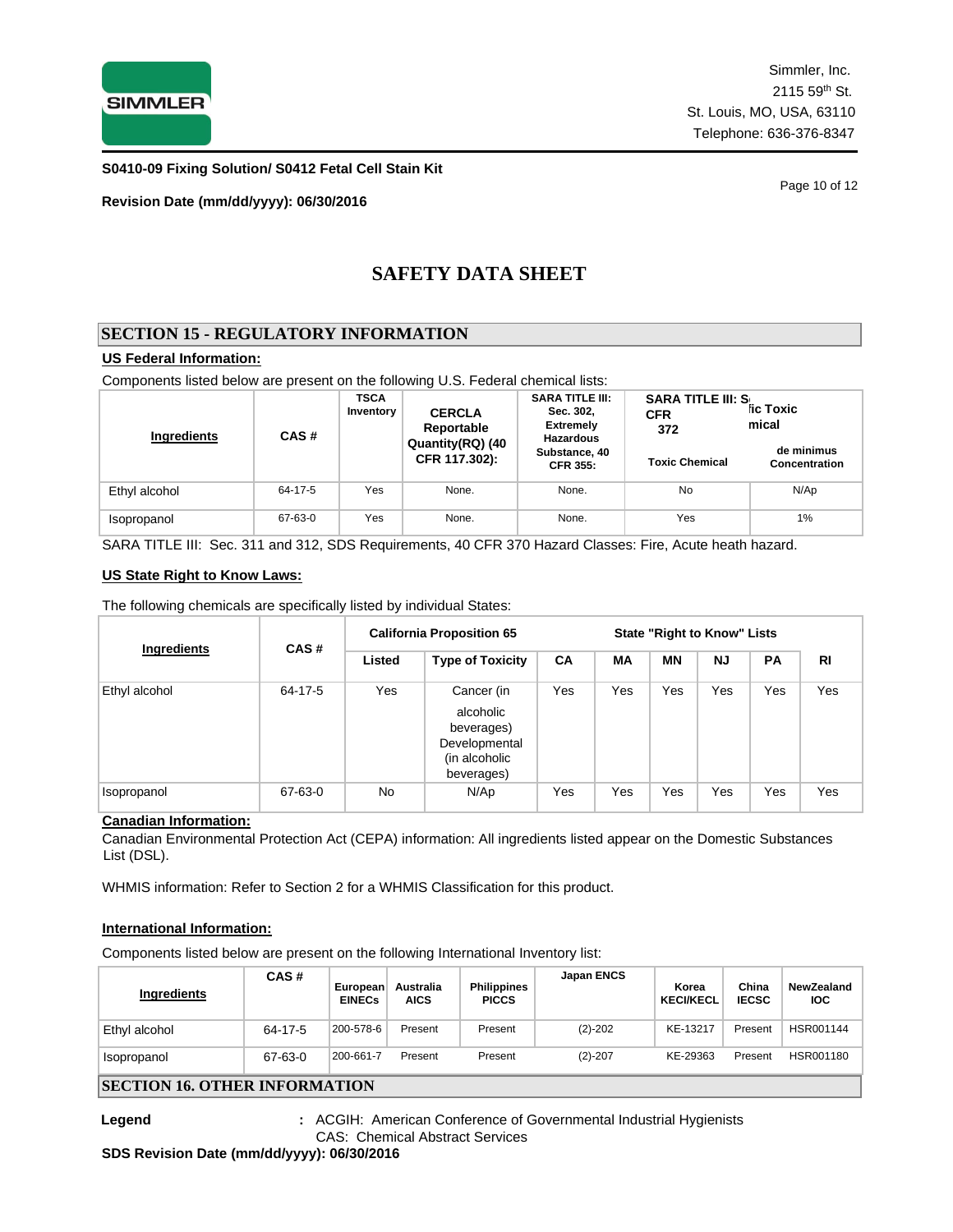Simmler, Inc.
2115 59th St.
St. Louis, MO, USA, 63110
Telephone: 636-376-8347

**S0410-09 Fixing Solution/ S0412 Fetal Cell Stain Kit**

**Revision Date (mm/dd/yyyy): 06/30/2016**

# SAFETY DATA SHEET

## SECTION 15 - REGULATORY INFORMATION

**US Federal Information:**

Components listed below are present on the following U.S. Federal chemical lists:

| Ingredients | CAS # | TSCA Inventory | CERCLA Reportable Quantity(RQ) (40 CFR 117.302): | SARA TITLE III: Sec. 302, Extremely Hazardous Substance, 40 CFR 355: | SARA TITLE III: Specific Toxic Chemical CFR 372 Toxic Chemical | de minimus Concentration |
|---|---|---|---|---|---|---|
| Ethyl alcohol | 64-17-5 | Yes | None. | None. | No | N/Ap |
| Isopropanol | 67-63-0 | Yes | None. | None. | Yes | 1% |

SARA TITLE III: Sec. 311 and 312, SDS Requirements, 40 CFR 370 Hazard Classes: Fire, Acute heath hazard.

**US State Right to Know Laws:**

The following chemicals are specifically listed by individual States:

| Ingredients | CAS # | California Proposition 65 | | State "Right to Know" Lists | | | | | |
|---|---|---|---|---|---|---|---|---|---|
| | | Listed | Type of Toxicity | CA | MA | MN | NJ | PA | RI |
| Ethyl alcohol | 64-17-5 | Yes | Cancer (in alcoholic beverages) Developmental (in alcoholic beverages) | Yes | Yes | Yes | Yes | Yes | Yes |
| Isopropanol | 67-63-0 | No | N/Ap | Yes | Yes | Yes | Yes | Yes | Yes |

**Canadian Information:**

Canadian Environmental Protection Act (CEPA) information: All ingredients listed appear on the Domestic Substances List (DSL).

WHMIS information: Refer to Section 2 for a WHMIS Classification for this product.

**International Information:**

Components listed below are present on the following International Inventory list:

| Ingredients | CAS # | European EINECs | Australia AICS | Philippines PICCS | Japan ENCS | Korea KECI/KECL | China IECSC | NewZealand IOC |
|---|---|---|---|---|---|---|---|---|
| Ethyl alcohol | 64-17-5 | 200-578-6 | Present | Present | (2)-202 | KE-13217 | Present | HSR001144 |
| Isopropanol | 67-63-0 | 200-661-7 | Present | Present | (2)-207 | KE-29363 | Present | HSR001180 |

## SECTION 16. OTHER INFORMATION

**Legend** : ACGIH: American Conference of Governmental Industrial Hygienists
CAS: Chemical Abstract Services

**SDS Revision Date (mm/dd/yyyy): 06/30/2016**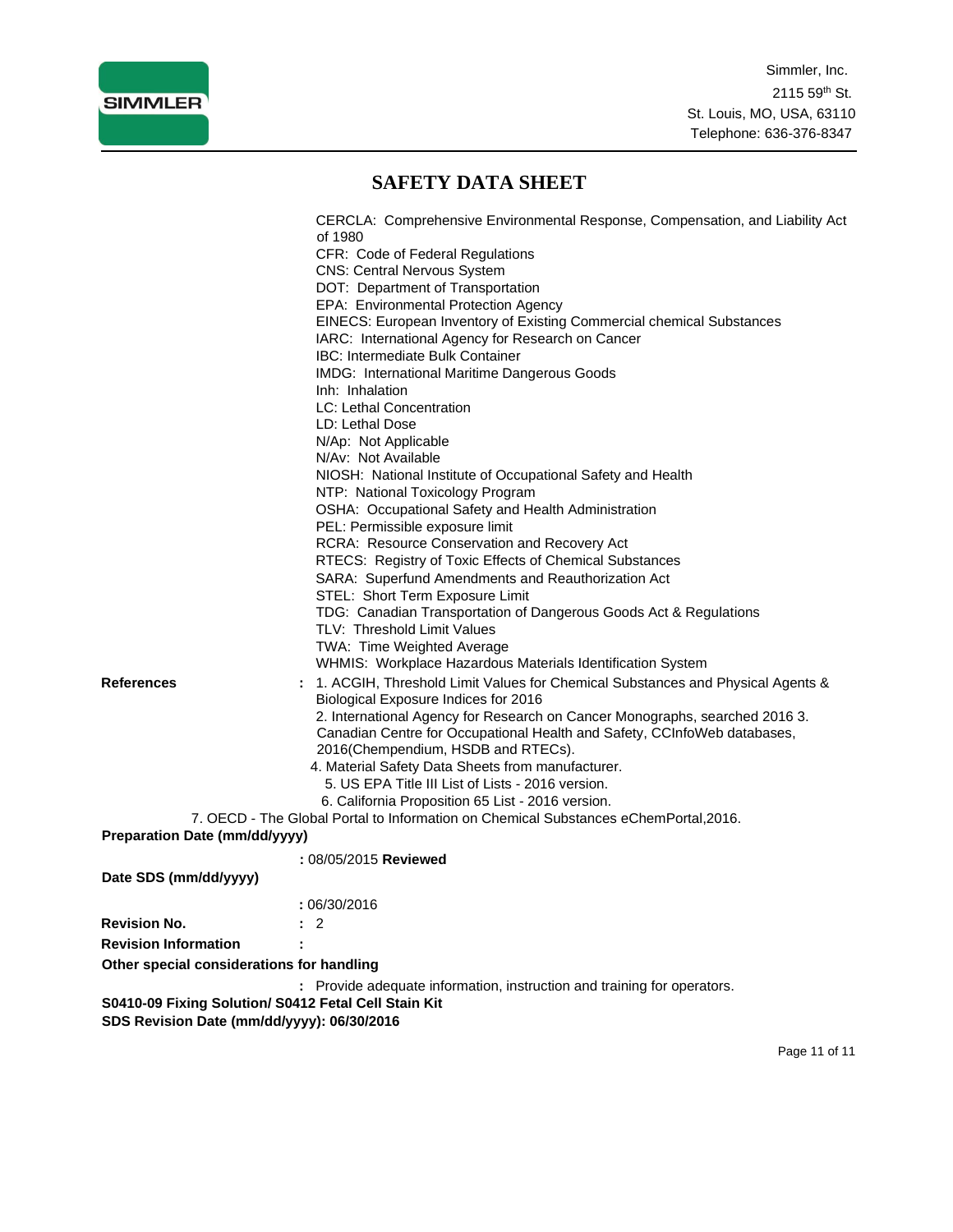SIMMLER

Simmler, Inc.
2115 59th St.
St. Louis, MO, USA, 63110
Telephone: 636-376-8347

# SAFETY DATA SHEET

CERCLA: Comprehensive Environmental Response, Compensation, and Liability Act of 1980
CFR: Code of Federal Regulations
CNS: Central Nervous System
DOT: Department of Transportation
EPA: Environmental Protection Agency
EINECS: European Inventory of Existing Commercial chemical Substances
IARC: International Agency for Research on Cancer
IBC: Intermediate Bulk Container
IMDG: International Maritime Dangerous Goods
Inh: Inhalation
LC: Lethal Concentration
LD: Lethal Dose
N/Ap: Not Applicable
N/Av: Not Available
NIOSH: National Institute of Occupational Safety and Health
NTP: National Toxicology Program
OSHA: Occupational Safety and Health Administration
PEL: Permissible exposure limit
RCRA: Resource Conservation and Recovery Act
RTECS: Registry of Toxic Effects of Chemical Substances
SARA: Superfund Amendments and Reauthorization Act
STEL: Short Term Exposure Limit
TDG: Canadian Transportation of Dangerous Goods Act & Regulations
TLV: Threshold Limit Values
TWA: Time Weighted Average
WHMIS: Workplace Hazardous Materials Identification System

**References** : 1. ACGIH, Threshold Limit Values for Chemical Substances and Physical Agents & Biological Exposure Indices for 2016
2. International Agency for Research on Cancer Monographs, searched 2016
3. Canadian Centre for Occupational Health and Safety, CCInfoWeb databases, 2016(Chempendium, HSDB and RTECs).
4. Material Safety Data Sheets from manufacturer.
5. US EPA Title III List of Lists - 2016 version.
6. California Proposition 65 List - 2016 version.
7. OECD - The Global Portal to Information on Chemical Substances eChemPortal,2016.

**Preparation Date (mm/dd/yyyy)** : 08/05/2015 **Reviewed**

**Date SDS (mm/dd/yyyy)** : 06/30/2016

**Revision No.** : 2

**Revision Information** :

**Other special considerations for handling** : Provide adequate information, instruction and training for operators.

**S0410-09 Fixing Solution/ S0412 Fetal Cell Stain Kit**
**SDS Revision Date (mm/dd/yyyy): 06/30/2016**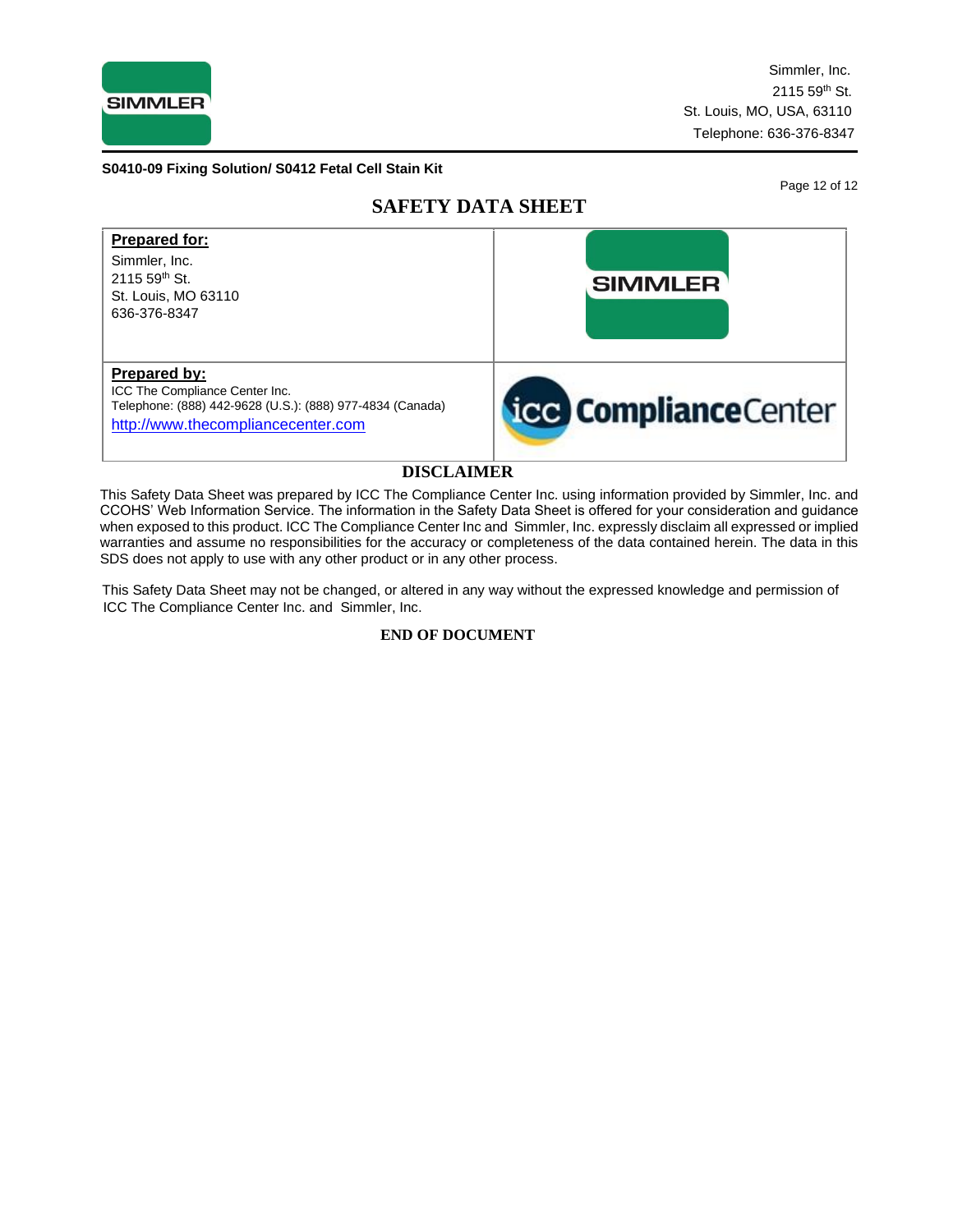# SAFETY DATA SHEET

| | |
|---|---|
| **Prepared for:**<br>Simmler, Inc.<br>2115 59th St.<br>St. Louis, MO 63110<br>636-376-8347 | SIMMLER |
| **Prepared by:**<br>ICC The Compliance Center Inc.<br>Telephone: (888) 442-9628 (U.S.): (888) 977-4834 (Canada)<br>http://www.thecompliancecenter.com | icc ComplianceCenter |

## DISCLAIMER

This Safety Data Sheet was prepared by ICC The Compliance Center Inc. using information provided by Simmler, Inc. and CCOHS' Web Information Service. The information in the Safety Data Sheet is offered for your consideration and guidance when exposed to this product. ICC The Compliance Center Inc and Simmler, Inc. expressly disclaim all expressed or implied warranties and assume no responsibilities for the accuracy or completeness of the data contained herein. The data in this SDS does not apply to use with any other product or in any other process.

This Safety Data Sheet may not be changed, or altered in any way without the expressed knowledge and permission of ICC The Compliance Center Inc. and Simmler, Inc.

**END OF DOCUMENT**